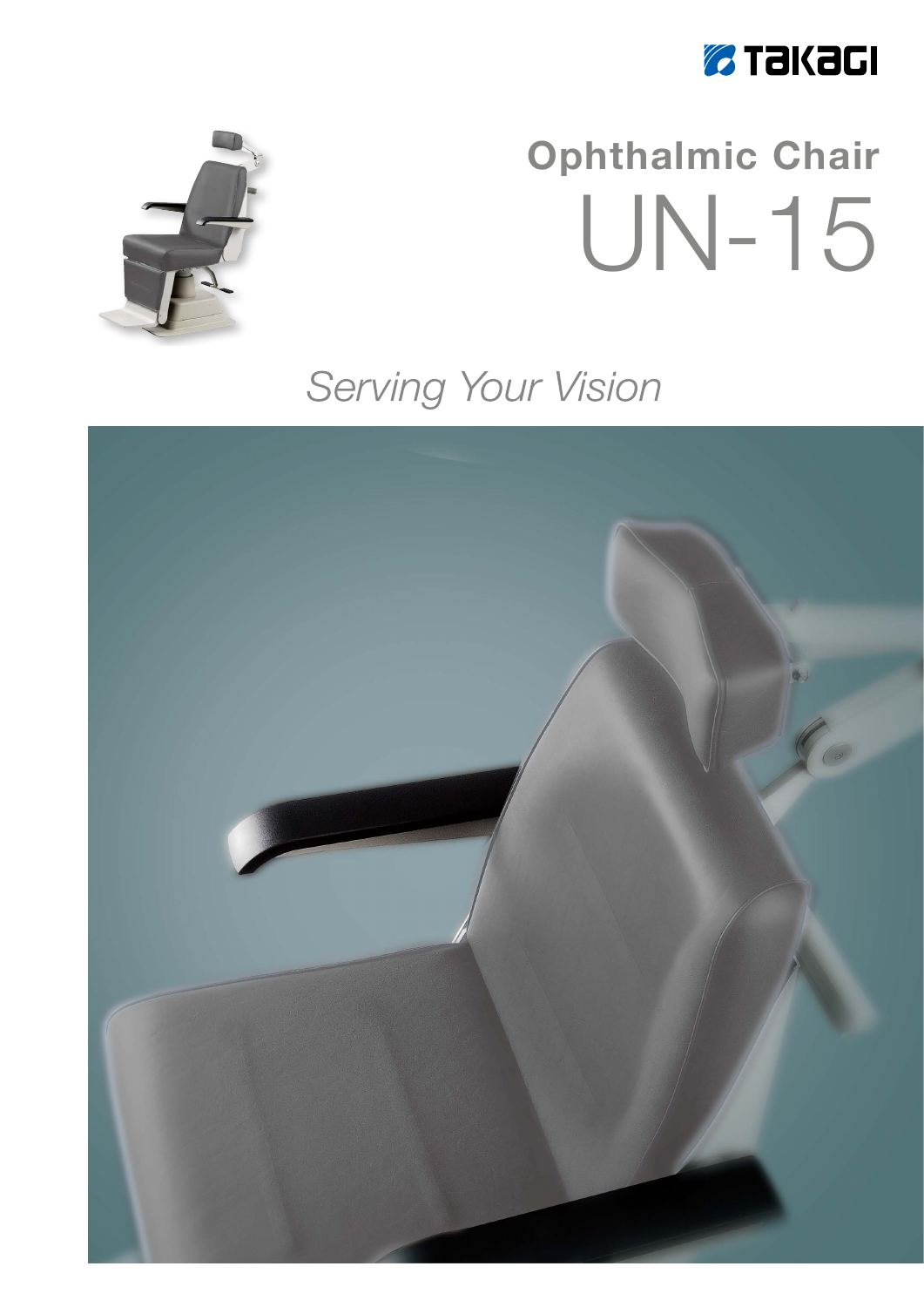TAKAGI

# Ophthalmic Chair
# UN-15

*Serving Your Vision*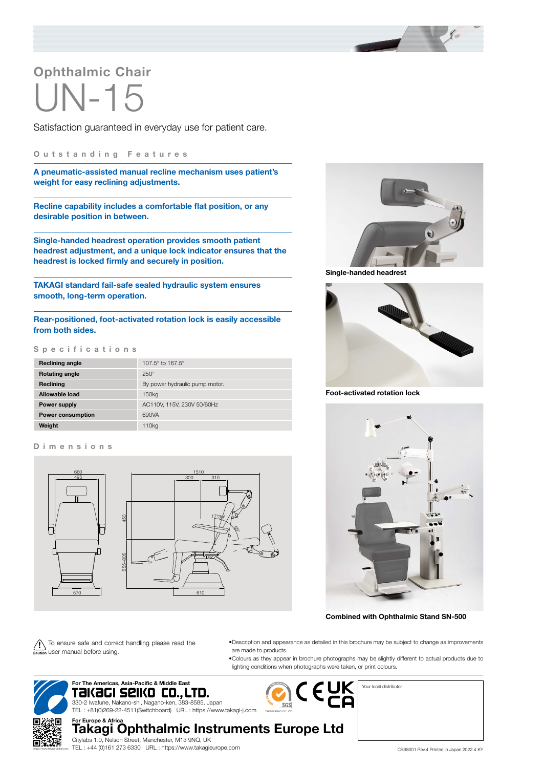# Ophthalmic Chair

# UN-15

Satisfaction guaranteed in everyday use for patient care.

## Outstanding Features

**A pneumatic-assisted manual recline mechanism uses patient's weight for easy reclining adjustments.**

**Recline capability includes a comfortable flat position, or any desirable position in between.**

**Single-handed headrest operation provides smooth patient headrest adjustment, and a unique lock indicator ensures that the headrest is locked firmly and securely in position.**

**TAKAGI standard fail-safe sealed hydraulic system ensures smooth, long-term operation.**

**Rear-positioned, foot-activated rotation lock is easily accessible from both sides.**

## Specifications

| | |
|---|---|
| **Reclining angle** | 107.5° to 167.5° |
| **Rotating angle** | 250° |
| **Reclining** | By power hydraulic pump motor. |
| **Allowable load** | 150kg |
| **Power supply** | AC110V, 115V, 230V 50/60Hz |
| **Power consumption** | 690VA |
| **Weight** | 110kg |

## Dimensions

660
495
570
1510
300
310
450
555–905
17°30'
60°
610

**Single-handed headrest**

**Foot-activated rotation lock**

**Combined with Ophthalmic Stand SN-500**

Caution: To ensure safe and correct handling please read the user manual before using.

- Description and appearance as detailed in this brochure may be subject to change as improvements are made to products.
- Colours as they appear in brochure photographs may be slightly different to actual products due to lighting conditions when photographs were taken, or print colours.

For The Americas, Asia-Pacific & Middle East
**TAKAGI SEIKO CO., LTD.**
330-2 Iwafune, Nakano-shi, Nagano-ken, 383-8585, Japan
TEL : +81(0)269-22-4511(Switchboard) URL : https://www.takagi-j.com

For Europe & Africa
**Takagi Ophthalmic Instruments Europe Ltd**
Citylabs 1.0, Nelson Street, Manchester, M13 9NQ, UK
TEL : +44 (0)161 273 6330 URL : https://www.takagieurope.com

https://www.takagi-global.com

Your local distributor

CB98001 Rev.4 Printed in Japan 2022.4 KY